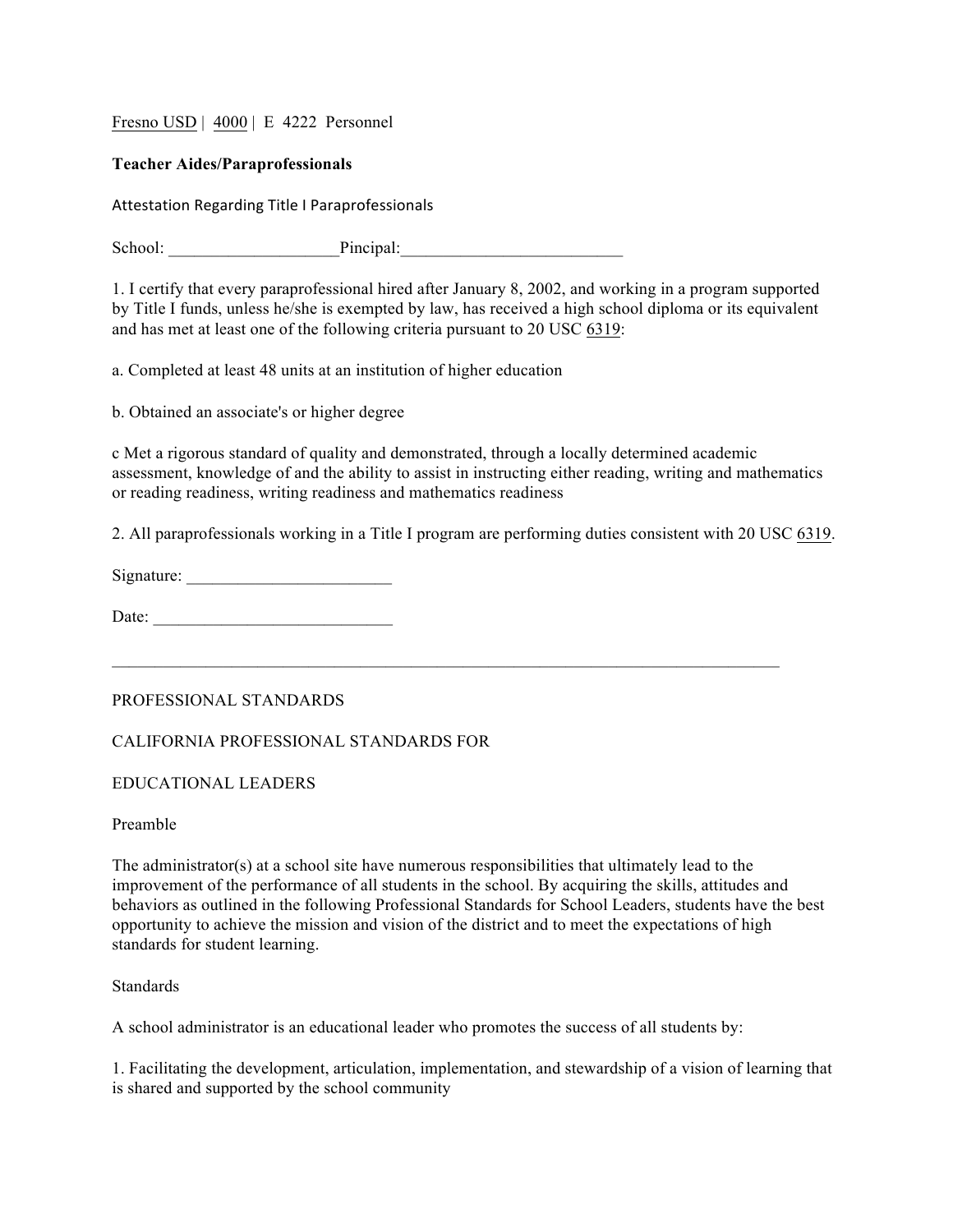Fresno USD | 4000 | E 4222 Personnel

**Teacher Aides/Paraprofessionals**

Attestation Regarding Title I Paraprofessionals

School: ____________________Pincipal:__________________________

1. I certify that every paraprofessional hired after January 8, 2002, and working in a program supported by Title I funds, unless he/she is exempted by law, has received a high school diploma or its equivalent and has met at least one of the following criteria pursuant to 20 USC 6319:

a. Completed at least 48 units at an institution of higher education

b. Obtained an associate's or higher degree

c Met a rigorous standard of quality and demonstrated, through a locally determined academic assessment, knowledge of and the ability to assist in instructing either reading, writing and mathematics or reading readiness, writing readiness and mathematics readiness

2. All paraprofessionals working in a Title I program are performing duties consistent with 20 USC 6319.

Signature: ________________________

Date: ____________________________

---

PROFESSIONAL STANDARDS

CALIFORNIA PROFESSIONAL STANDARDS FOR

EDUCATIONAL LEADERS

Preamble

The administrator(s) at a school site have numerous responsibilities that ultimately lead to the improvement of the performance of all students in the school. By acquiring the skills, attitudes and behaviors as outlined in the following Professional Standards for School Leaders, students have the best opportunity to achieve the mission and vision of the district and to meet the expectations of high standards for student learning.

Standards

A school administrator is an educational leader who promotes the success of all students by:

1. Facilitating the development, articulation, implementation, and stewardship of a vision of learning that is shared and supported by the school community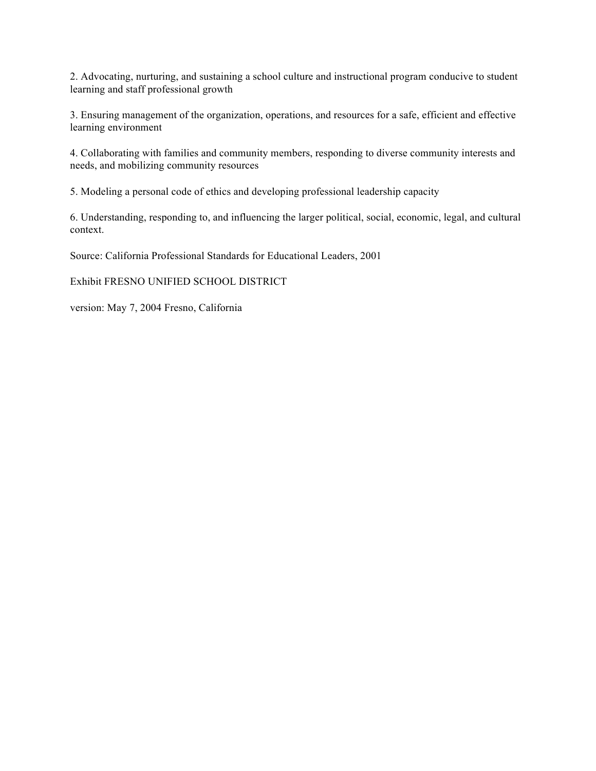2. Advocating, nurturing, and sustaining a school culture and instructional program conducive to student learning and staff professional growth

3. Ensuring management of the organization, operations, and resources for a safe, efficient and effective learning environment

4. Collaborating with families and community members, responding to diverse community interests and needs, and mobilizing community resources

5. Modeling a personal code of ethics and developing professional leadership capacity

6. Understanding, responding to, and influencing the larger political, social, economic, legal, and cultural context.

Source: California Professional Standards for Educational Leaders, 2001

Exhibit FRESNO UNIFIED SCHOOL DISTRICT

version: May 7, 2004 Fresno, California